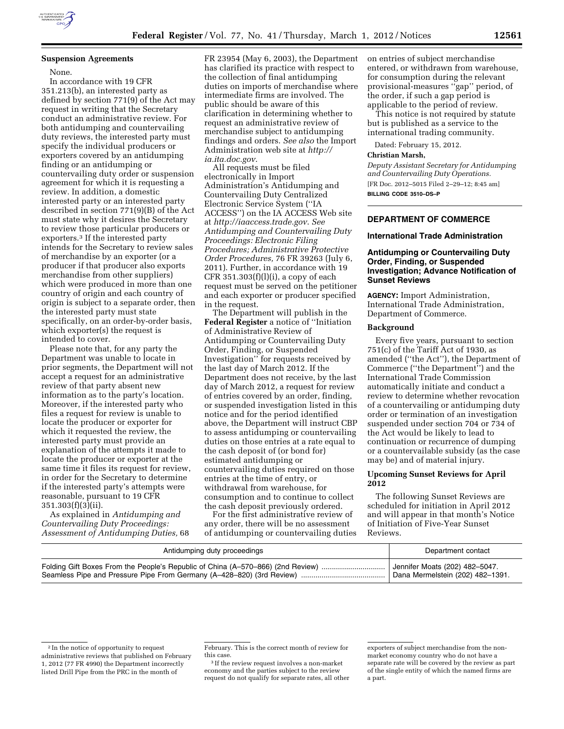**Suspension Agreements**

None.

In accordance with 19 CFR 351.213(b), an interested party as defined by section 771(9) of the Act may request in writing that the Secretary conduct an administrative review. For both antidumping and countervailing duty reviews, the interested party must specify the individual producers or exporters covered by an antidumping finding or an antidumping or countervailing duty order or suspension agreement for which it is requesting a review. In addition, a domestic interested party or an interested party described in section 771(9)(B) of the Act must state why it desires the Secretary to review those particular producers or exporters.[3] If the interested party intends for the Secretary to review sales of merchandise by an exporter (or a producer if that producer also exports merchandise from other suppliers) which were produced in more than one country of origin and each country of origin is subject to a separate order, then the interested party must state specifically, on an order-by-order basis, which exporter(s) the request is intended to cover.

Please note that, for any party the Department was unable to locate in prior segments, the Department will not accept a request for an administrative review of that party absent new information as to the party's location. Moreover, if the interested party who files a request for review is unable to locate the producer or exporter for which it requested the review, the interested party must provide an explanation of the attempts it made to locate the producer or exporter at the same time it files its request for review, in order for the Secretary to determine if the interested party's attempts were reasonable, pursuant to 19 CFR 351.303(f)(3)(ii).

As explained in *Antidumping and Countervailing Duty Proceedings: Assessment of Antidumping Duties,* 68 FR 23954 (May 6, 2003), the Department has clarified its practice with respect to the collection of final antidumping duties on imports of merchandise where intermediate firms are involved. The public should be aware of this clarification in determining whether to request an administrative review of merchandise subject to antidumping findings and orders. *See also* the Import Administration web site at *http://ia.ita.doc.gov.*

All requests must be filed electronically in Import Administration's Antidumping and Countervailing Duty Centralized Electronic Service System (''IA ACCESS'') on the IA ACCESS Web site at *http://iaaccess.trade.gov. See Antidumping and Countervailing Duty Proceedings: Electronic Filing Procedures; Administrative Protective Order Procedures,* 76 FR 39263 (July 6, 2011). Further, in accordance with 19 CFR 351.303(f)(l)(i), a copy of each request must be served on the petitioner and each exporter or producer specified in the request.

The Department will publish in the **Federal Register** a notice of ''Initiation of Administrative Review of Antidumping or Countervailing Duty Order, Finding, or Suspended Investigation'' for requests received by the last day of March 2012. If the Department does not receive, by the last day of March 2012, a request for review of entries covered by an order, finding, or suspended investigation listed in this notice and for the period identified above, the Department will instruct CBP to assess antidumping or countervailing duties on those entries at a rate equal to the cash deposit of (or bond for) estimated antidumping or countervailing duties required on those entries at the time of entry, or withdrawal from warehouse, for consumption and to continue to collect the cash deposit previously ordered.

For the first administrative review of any order, there will be no assessment of antidumping or countervailing duties on entries of subject merchandise entered, or withdrawn from warehouse, for consumption during the relevant provisional-measures ''gap'' period, of the order, if such a gap period is applicable to the period of review.

This notice is not required by statute but is published as a service to the international trading community.

Dated: February 15, 2012.

**Christian Marsh,**

*Deputy Assistant Secretary for Antidumping and Countervailing Duty Operations.*

[FR Doc. 2012–5015 Filed 2–29–12; 8:45 am]

**BILLING CODE 3510–DS–P**

## DEPARTMENT OF COMMERCE

### International Trade Administration

### Antidumping or Countervailing Duty Order, Finding, or Suspended Investigation; Advance Notification of Sunset Reviews

**AGENCY:** Import Administration, International Trade Administration, Department of Commerce.

**Background**

Every five years, pursuant to section 751(c) of the Tariff Act of 1930, as amended (''the Act''), the Department of Commerce (''the Department'') and the International Trade Commission automatically initiate and conduct a review to determine whether revocation of a countervailing or antidumping duty order or termination of an investigation suspended under section 704 or 734 of the Act would be likely to lead to continuation or recurrence of dumping or a countervailable subsidy (as the case may be) and of material injury.

**Upcoming Sunset Reviews for April 2012**

The following Sunset Reviews are scheduled for initiation in April 2012 and will appear in that month's Notice of Initiation of Five-Year Sunset Reviews.

| Antidumping duty proceedings | Department contact |
|---|---|
| Folding Gift Boxes From the People's Republic of China (A–570–866) (2nd Review) | Jennifer Moats (202) 482–5047. |
| Seamless Pipe and Pressure Pipe From Germany (A–428–820) (3rd Review) | Dana Mermelstein (202) 482–1391. |

---

[2] In the notice of opportunity to request administrative reviews that published on February 1, 2012 (77 FR 4990) the Department incorrectly listed Drill Pipe from the PRC in the month of February. This is the correct month of review for this case.

[3] If the review request involves a non-market economy and the parties subject to the review request do not qualify for separate rates, all other exporters of subject merchandise from the non-market economy country who do not have a separate rate will be covered by the review as part of the single entity of which the named firms are a part.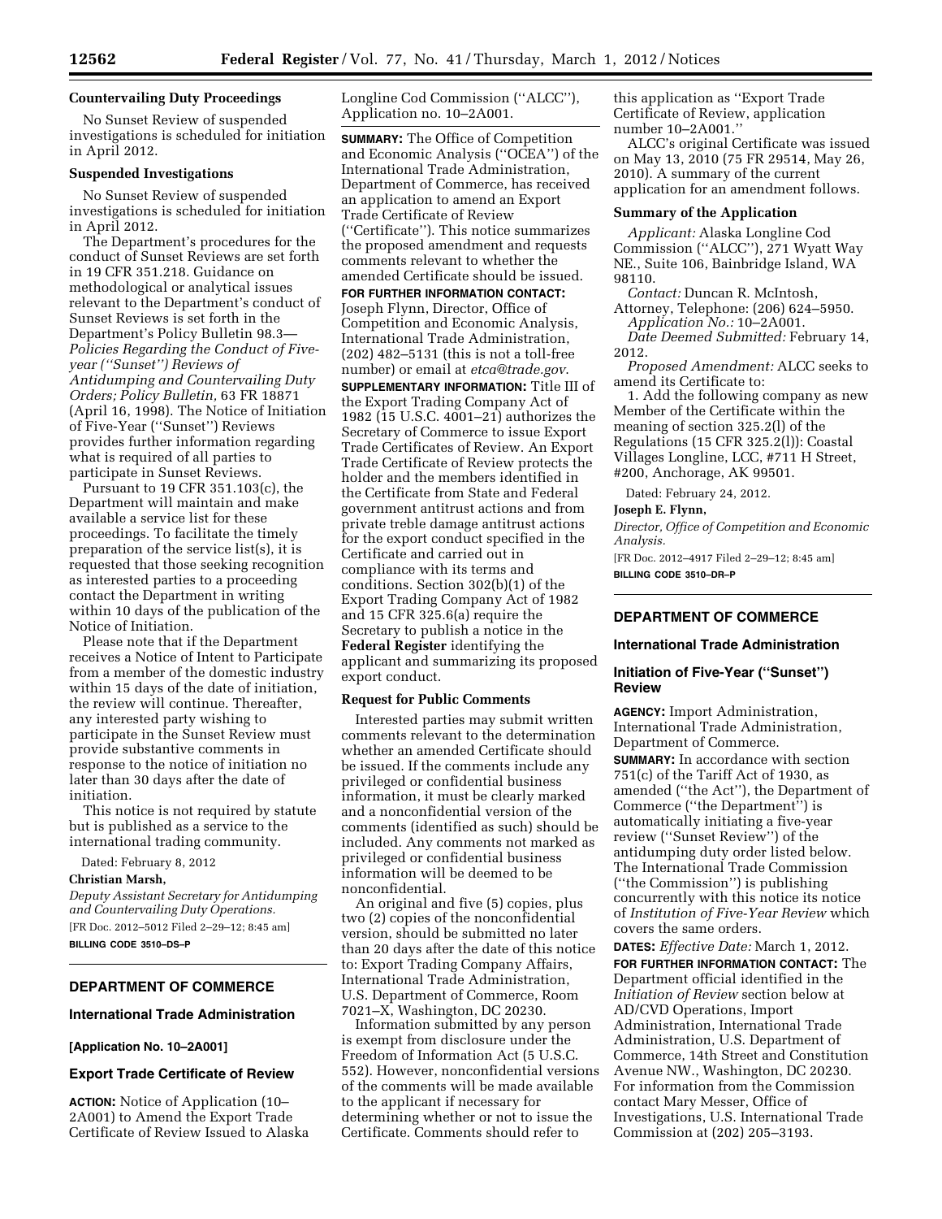**Countervailing Duty Proceedings**

No Sunset Review of suspended investigations is scheduled for initiation in April 2012.

**Suspended Investigations**

No Sunset Review of suspended investigations is scheduled for initiation in April 2012.

The Department's procedures for the conduct of Sunset Reviews are set forth in 19 CFR 351.218. Guidance on methodological or analytical issues relevant to the Department's conduct of Sunset Reviews is set forth in the Department's Policy Bulletin 98.3—*Policies Regarding the Conduct of Five-year (''Sunset'') Reviews of Antidumping and Countervailing Duty Orders; Policy Bulletin,* 63 FR 18871 (April 16, 1998). The Notice of Initiation of Five-Year (''Sunset'') Reviews provides further information regarding what is required of all parties to participate in Sunset Reviews.

Pursuant to 19 CFR 351.103(c), the Department will maintain and make available a service list for these proceedings. To facilitate the timely preparation of the service list(s), it is requested that those seeking recognition as interested parties to a proceeding contact the Department in writing within 10 days of the publication of the Notice of Initiation.

Please note that if the Department receives a Notice of Intent to Participate from a member of the domestic industry within 15 days of the date of initiation, the review will continue. Thereafter, any interested party wishing to participate in the Sunset Review must provide substantive comments in response to the notice of initiation no later than 30 days after the date of initiation.

This notice is not required by statute but is published as a service to the international trading community.

Dated: February 8, 2012

**Christian Marsh,**

*Deputy Assistant Secretary for Antidumping and Countervailing Duty Operations.*

[FR Doc. 2012–5012 Filed 2–29–12; 8:45 am]

**BILLING CODE 3510–DS–P**

---

## DEPARTMENT OF COMMERCE

### International Trade Administration

**[Application No. 10–2A001]**

### Export Trade Certificate of Review

**ACTION:** Notice of Application (10–2A001) to Amend the Export Trade Certificate of Review Issued to Alaska Longline Cod Commission (''ALCC''), Application no. 10–2A001.

---

**SUMMARY:** The Office of Competition and Economic Analysis (''OCEA'') of the International Trade Administration, Department of Commerce, has received an application to amend an Export Trade Certificate of Review (''Certificate''). This notice summarizes the proposed amendment and requests comments relevant to whether the amended Certificate should be issued.

**FOR FURTHER INFORMATION CONTACT:** Joseph Flynn, Director, Office of Competition and Economic Analysis, International Trade Administration, (202) 482–5131 (this is not a toll-free number) or email at *etca@trade.gov*.

**SUPPLEMENTARY INFORMATION:** Title III of the Export Trading Company Act of 1982 (15 U.S.C. 4001–21) authorizes the Secretary of Commerce to issue Export Trade Certificates of Review. An Export Trade Certificate of Review protects the holder and the members identified in the Certificate from State and Federal government antitrust actions and from private treble damage antitrust actions for the export conduct specified in the Certificate and carried out in compliance with its terms and conditions. Section 302(b)(1) of the Export Trading Company Act of 1982 and 15 CFR 325.6(a) require the Secretary to publish a notice in the **Federal Register** identifying the applicant and summarizing its proposed export conduct.

**Request for Public Comments**

Interested parties may submit written comments relevant to the determination whether an amended Certificate should be issued. If the comments include any privileged or confidential business information, it must be clearly marked and a nonconfidential version of the comments (identified as such) should be included. Any comments not marked as privileged or confidential business information will be deemed to be nonconfidential.

An original and five (5) copies, plus two (2) copies of the nonconfidential version, should be submitted no later than 20 days after the date of this notice to: Export Trading Company Affairs, International Trade Administration, U.S. Department of Commerce, Room 7021–X, Washington, DC 20230.

Information submitted by any person is exempt from disclosure under the Freedom of Information Act (5 U.S.C. 552). However, nonconfidential versions of the comments will be made available to the applicant if necessary for determining whether or not to issue the Certificate. Comments should refer to this application as ''Export Trade Certificate of Review, application number 10–2A001.''

ALCC's original Certificate was issued on May 13, 2010 (75 FR 29514, May 26, 2010). A summary of the current application for an amendment follows.

**Summary of the Application**

*Applicant:* Alaska Longline Cod Commission (''ALCC''), 271 Wyatt Way NE., Suite 106, Bainbridge Island, WA 98110.

*Contact:* Duncan R. McIntosh, Attorney, Telephone: (206) 624–5950.

*Application No.:* 10–2A001.

*Date Deemed Submitted:* February 14, 2012.

*Proposed Amendment:* ALCC seeks to amend its Certificate to:

1. Add the following company as new Member of the Certificate within the meaning of section 325.2(l) of the Regulations (15 CFR 325.2(l)): Coastal Villages Longline, LCC, #711 H Street, #200, Anchorage, AK 99501.

Dated: February 24, 2012.

**Joseph E. Flynn,**

*Director, Office of Competition and Economic Analysis.*

[FR Doc. 2012–4917 Filed 2–29–12; 8:45 am]

**BILLING CODE 3510–DR–P**

---

## DEPARTMENT OF COMMERCE

### International Trade Administration

### Initiation of Five-Year (''Sunset'') Review

**AGENCY:** Import Administration, International Trade Administration, Department of Commerce.

**SUMMARY:** In accordance with section 751(c) of the Tariff Act of 1930, as amended (''the Act''), the Department of Commerce (''the Department'') is automatically initiating a five-year review (''Sunset Review'') of the antidumping duty order listed below. The International Trade Commission (''the Commission'') is publishing concurrently with this notice its notice of *Institution of Five-Year Review* which covers the same orders.

**DATES:** *Effective Date:* March 1, 2012.

**FOR FURTHER INFORMATION CONTACT:** The Department official identified in the *Initiation of Review* section below at AD/CVD Operations, Import Administration, International Trade Administration, U.S. Department of Commerce, 14th Street and Constitution Avenue NW., Washington, DC 20230. For information from the Commission contact Mary Messer, Office of Investigations, U.S. International Trade Commission at (202) 205–3193.